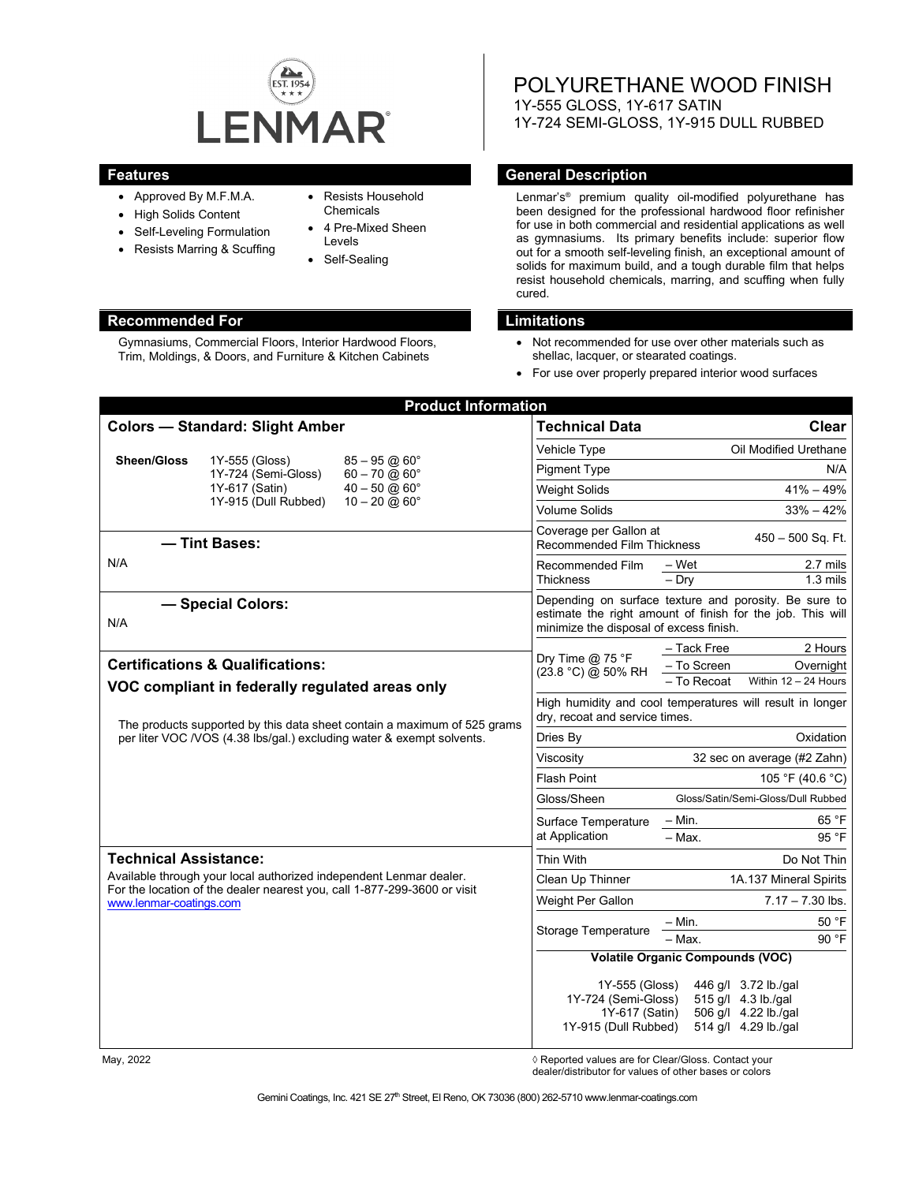# POLYURETHANE WOOD FINISH

1Y-555 GLOSS, 1Y-617 SATIN
1Y-724 SEMI-GLOSS, 1Y-915 DULL RUBBED

## Features

- Approved By M.F.M.A.
- High Solids Content
- Self-Leveling Formulation
- Resists Marring & Scuffing
- Resists Household Chemicals
- 4 Pre-Mixed Sheen Levels
- Self-Sealing

## General Description

Lenmar's® premium quality oil-modified polyurethane has been designed for the professional hardwood floor refinisher for use in both commercial and residential applications as well as gymnasiums. Its primary benefits include: superior flow out for a smooth self-leveling finish, an exceptional amount of solids for maximum build, and a tough durable film that helps resist household chemicals, marring, and scuffing when fully cured.

## Recommended For

Gymnasiums, Commercial Floors, Interior Hardwood Floors, Trim, Moldings, & Doors, and Furniture & Kitchen Cabinets

## Limitations

- Not recommended for use over other materials such as shellac, lacquer, or stearated coatings.
- For use over properly prepared interior wood surfaces

## Product Information

### Colors — Standard: Slight Amber

| Sheen/Gloss | | |
|---|---|---|
| | 1Y-555 (Gloss) | 85 – 95 @ 60° |
| | 1Y-724 (Semi-Gloss) | 60 – 70 @ 60° |
| | 1Y-617 (Satin) | 40 – 50 @ 60° |
| | 1Y-915 (Dull Rubbed) | 10 – 20 @ 60° |

### — Tint Bases:

N/A

### — Special Colors:

N/A

### Certifications & Qualifications:

**VOC compliant in federally regulated areas only**

The products supported by this data sheet contain a maximum of 525 grams per liter VOC /VOS (4.38 lbs/gal.) excluding water & exempt solvents.

### Technical Assistance:

Available through your local authorized independent Lenmar dealer. For the location of the dealer nearest you, call 1-877-299-3600 or visit www.lenmar-coatings.com

### Technical Data

| Technical Data | | Clear |
|---|---|---|
| Vehicle Type | | Oil Modified Urethane |
| Pigment Type | | N/A |
| Weight Solids | | 41% – 49% |
| Volume Solids | | 33% – 42% |
| Coverage per Gallon at Recommended Film Thickness | | 450 – 500 Sq. Ft. |
| Recommended Film Thickness | – Wet | 2.7 mils |
| | – Dry | 1.3 mils |
| Depending on surface texture and porosity. Be sure to estimate the right amount of finish for the job. This will minimize the disposal of excess finish. | | |
| Dry Time @ 75 °F (23.8 °C) @ 50% RH | – Tack Free | 2 Hours |
| | – To Screen | Overnight |
| | – To Recoat | Within 12 – 24 Hours |
| High humidity and cool temperatures will result in longer dry, recoat and service times. | | |
| Dries By | | Oxidation |
| Viscosity | | 32 sec on average (#2 Zahn) |
| Flash Point | | 105 °F (40.6 °C) |
| Gloss/Sheen | | Gloss/Satin/Semi-Gloss/Dull Rubbed |
| Surface Temperature at Application | – Min. | 65 °F |
| | – Max. | 95 °F |
| Thin With | | Do Not Thin |
| Clean Up Thinner | | 1A.137 Mineral Spirits |
| Weight Per Gallon | | 7.17 – 7.30 lbs. |
| Storage Temperature | – Min. | 50 °F |
| | – Max. | 90 °F |

**Volatile Organic Compounds (VOC)**

| Product | g/l | lb./gal |
|---|---|---|
| 1Y-555 (Gloss) | 446 g/l | 3.72 lb./gal |
| 1Y-724 (Semi-Gloss) | 515 g/l | 4.3 lb./gal |
| 1Y-617 (Satin) | 506 g/l | 4.22 lb./gal |
| 1Y-915 (Dull Rubbed) | 514 g/l | 4.29 lb./gal |

May, 2022

◊ Reported values are for Clear/Gloss. Contact your dealer/distributor for values of other bases or colors

Gemini Coatings, Inc. 421 SE 27th Street, El Reno, OK 73036 (800) 262-5710 www.lenmar-coatings.com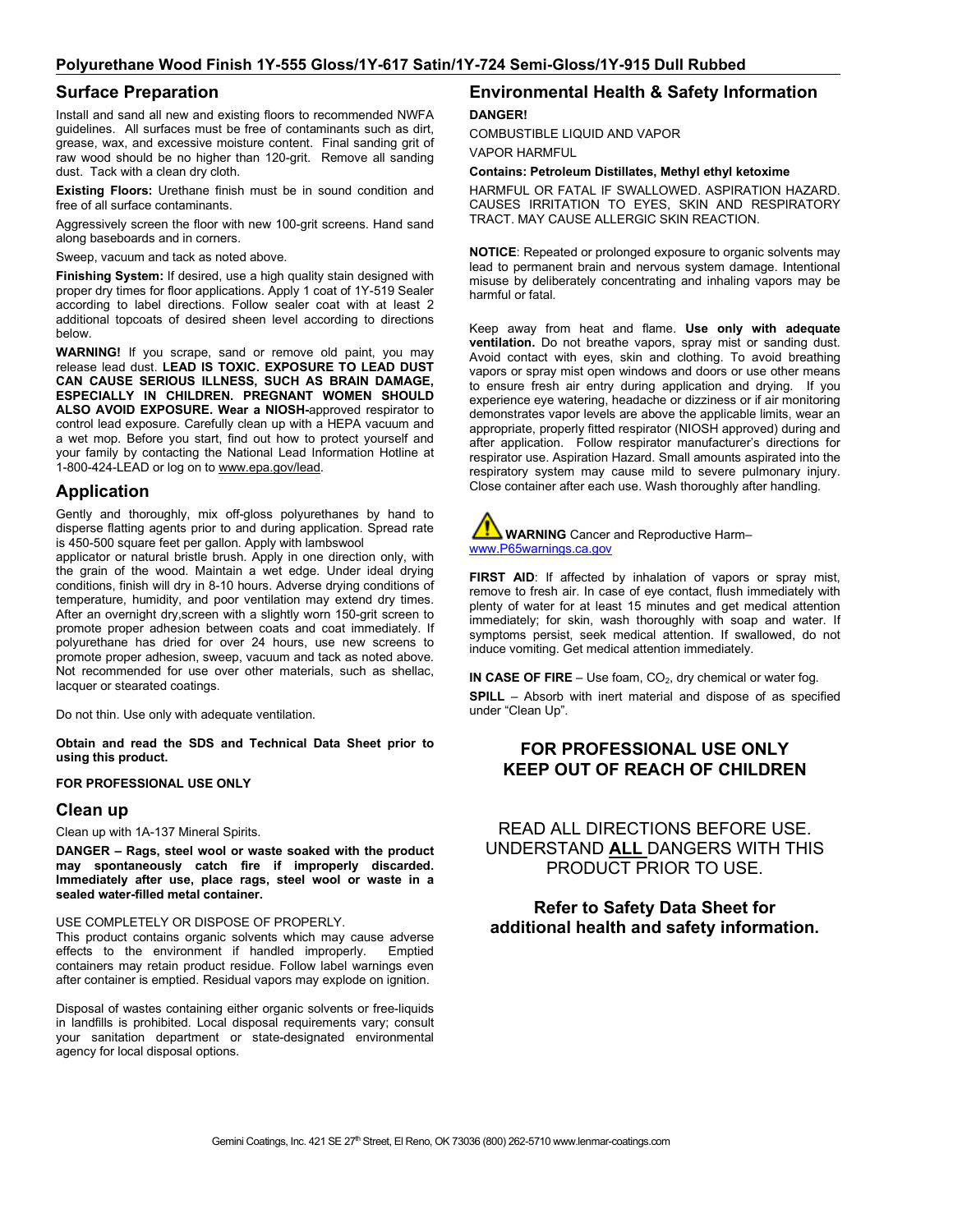# Polyurethane Wood Finish 1Y-555 Gloss/1Y-617 Satin/1Y-724 Semi-Gloss/1Y-915 Dull Rubbed

## Surface Preparation

Install and sand all new and existing floors to recommended NWFA guidelines. All surfaces must be free of contaminants such as dirt, grease, wax, and excessive moisture content. Final sanding grit of raw wood should be no higher than 120-grit. Remove all sanding dust. Tack with a clean dry cloth.

**Existing Floors:** Urethane finish must be in sound condition and free of all surface contaminants.

Aggressively screen the floor with new 100-grit screens. Hand sand along baseboards and in corners.

Sweep, vacuum and tack as noted above.

**Finishing System:** If desired, use a high quality stain designed with proper dry times for floor applications. Apply 1 coat of 1Y-519 Sealer according to label directions. Follow sealer coat with at least 2 additional topcoats of desired sheen level according to directions below.

**WARNING!** If you scrape, sand or remove old paint, you may release lead dust. **LEAD IS TOXIC. EXPOSURE TO LEAD DUST CAN CAUSE SERIOUS ILLNESS, SUCH AS BRAIN DAMAGE, ESPECIALLY IN CHILDREN. PREGNANT WOMEN SHOULD ALSO AVOID EXPOSURE. Wear a NIOSH-**approved respirator to control lead exposure. Carefully clean up with a HEPA vacuum and a wet mop. Before you start, find out how to protect yourself and your family by contacting the National Lead Information Hotline at 1-800-424-LEAD or log on to www.epa.gov/lead.

## Application

Gently and thoroughly, mix off-gloss polyurethanes by hand to disperse flatting agents prior to and during application. Spread rate is 450-500 square feet per gallon. Apply with lambswool applicator or natural bristle brush. Apply in one direction only, with the grain of the wood. Maintain a wet edge. Under ideal drying conditions, finish will dry in 8-10 hours. Adverse drying conditions of temperature, humidity, and poor ventilation may extend dry times. After an overnight dry,screen with a slightly worn 150-grit screen to promote proper adhesion between coats and coat immediately. If polyurethane has dried for over 24 hours, use new screens to promote proper adhesion, sweep, vacuum and tack as noted above. Not recommended for use over other materials, such as shellac, lacquer or stearated coatings.

Do not thin. Use only with adequate ventilation.

**Obtain and read the SDS and Technical Data Sheet prior to using this product.**

**FOR PROFESSIONAL USE ONLY**

## Clean up

Clean up with 1A-137 Mineral Spirits.

**DANGER – Rags, steel wool or waste soaked with the product may spontaneously catch fire if improperly discarded. Immediately after use, place rags, steel wool or waste in a sealed water-filled metal container.**

USE COMPLETELY OR DISPOSE OF PROPERLY.
This product contains organic solvents which may cause adverse effects to the environment if handled improperly. Emptied containers may retain product residue. Follow label warnings even after container is emptied. Residual vapors may explode on ignition.

Disposal of wastes containing either organic solvents or free-liquids in landfills is prohibited. Local disposal requirements vary; consult your sanitation department or state-designated environmental agency for local disposal options.

## Environmental Health & Safety Information

**DANGER!**

COMBUSTIBLE LIQUID AND VAPOR

VAPOR HARMFUL

**Contains: Petroleum Distillates, Methyl ethyl ketoxime**

HARMFUL OR FATAL IF SWALLOWED. ASPIRATION HAZARD. CAUSES IRRITATION TO EYES, SKIN AND RESPIRATORY TRACT. MAY CAUSE ALLERGIC SKIN REACTION.

**NOTICE**: Repeated or prolonged exposure to organic solvents may lead to permanent brain and nervous system damage. Intentional misuse by deliberately concentrating and inhaling vapors may be harmful or fatal.

Keep away from heat and flame. **Use only with adequate ventilation.** Do not breathe vapors, spray mist or sanding dust. Avoid contact with eyes, skin and clothing. To avoid breathing vapors or spray mist open windows and doors or use other means to ensure fresh air entry during application and drying. If you experience eye watering, headache or dizziness or if air monitoring demonstrates vapor levels are above the applicable limits, wear an appropriate, properly fitted respirator (NIOSH approved) during and after application. Follow respirator manufacturer's directions for respirator use. Aspiration Hazard. Small amounts aspirated into the respiratory system may cause mild to severe pulmonary injury. Close container after each use. Wash thoroughly after handling.

⚠ **WARNING** Cancer and Reproductive Harm– www.P65warnings.ca.gov

**FIRST AID**: If affected by inhalation of vapors or spray mist, remove to fresh air. In case of eye contact, flush immediately with plenty of water for at least 15 minutes and get medical attention immediately; for skin, wash thoroughly with soap and water. If symptoms persist, seek medical attention. If swallowed, do not induce vomiting. Get medical attention immediately.

**IN CASE OF FIRE** – Use foam, $CO_2$, dry chemical or water fog.

**SPILL** – Absorb with inert material and dispose of as specified under "Clean Up".

**FOR PROFESSIONAL USE ONLY**
**KEEP OUT OF REACH OF CHILDREN**

READ ALL DIRECTIONS BEFORE USE. UNDERSTAND **ALL** DANGERS WITH THIS PRODUCT PRIOR TO USE.

**Refer to Safety Data Sheet for additional health and safety information.**

Gemini Coatings, Inc. 421 SE 27th Street, El Reno, OK 73036 (800) 262-5710 www.lenmar-coatings.com